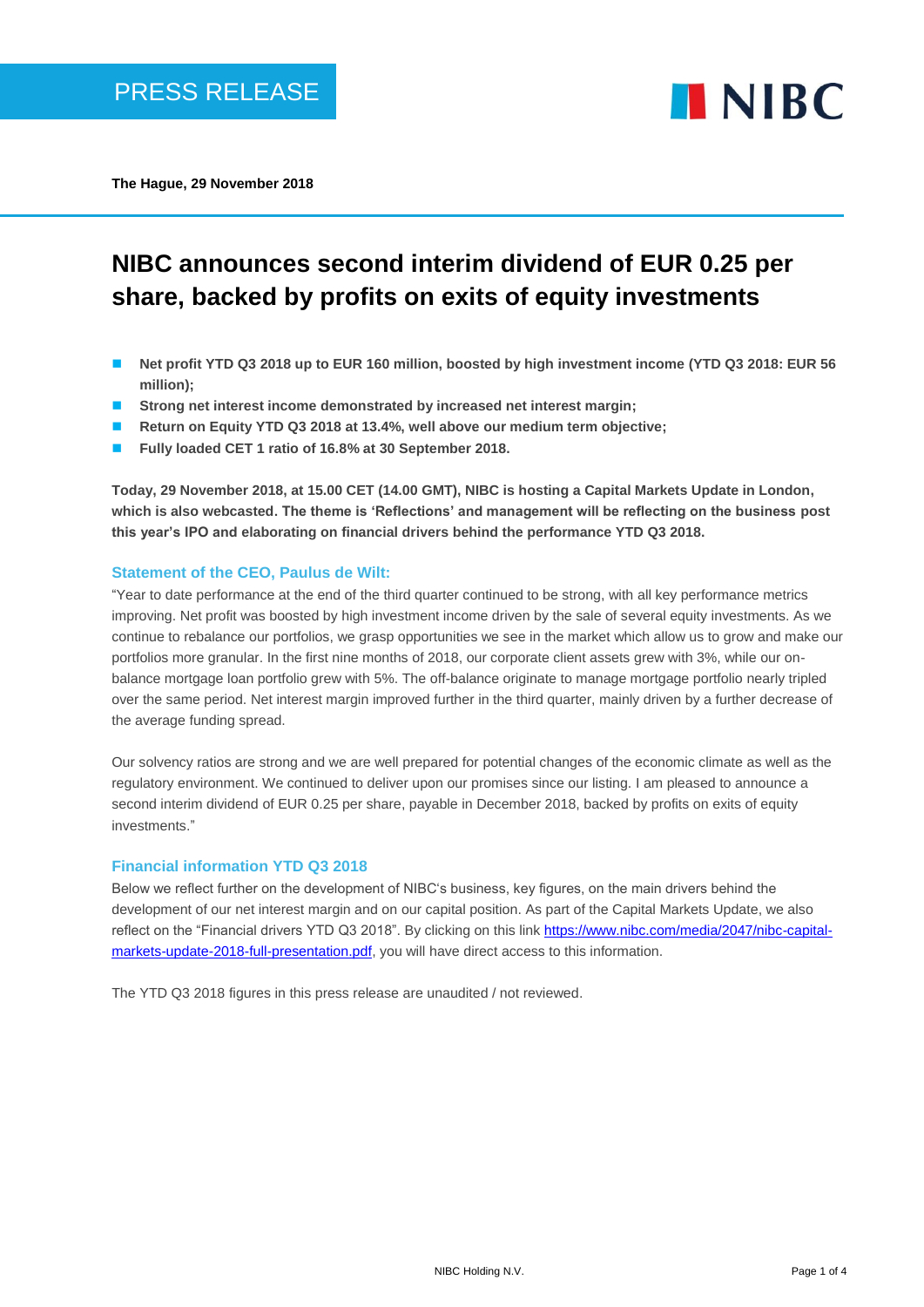PRESS RELEASE

**The Hague, 29 November 2018**

# NIBC announces second interim dividend of EUR 0.25 per share, backed by profits on exits of equity investments

- **Net profit YTD Q3 2018 up to EUR 160 million, boosted by high investment income (YTD Q3 2018: EUR 56 million);**
- **Strong net interest income demonstrated by increased net interest margin;**
- **Return on Equity YTD Q3 2018 at 13.4%, well above our medium term objective;**
- **Fully loaded CET 1 ratio of 16.8% at 30 September 2018.**

**Today, 29 November 2018, at 15.00 CET (14.00 GMT), NIBC is hosting a Capital Markets Update in London, which is also webcasted. The theme is 'Reflections' and management will be reflecting on the business post this year's IPO and elaborating on financial drivers behind the performance YTD Q3 2018.**

## Statement of the CEO, Paulus de Wilt:

"Year to date performance at the end of the third quarter continued to be strong, with all key performance metrics improving. Net profit was boosted by high investment income driven by the sale of several equity investments. As we continue to rebalance our portfolios, we grasp opportunities we see in the market which allow us to grow and make our portfolios more granular. In the first nine months of 2018, our corporate client assets grew with 3%, while our on-balance mortgage loan portfolio grew with 5%. The off-balance originate to manage mortgage portfolio nearly tripled over the same period. Net interest margin improved further in the third quarter, mainly driven by a further decrease of the average funding spread.

Our solvency ratios are strong and we are well prepared for potential changes of the economic climate as well as the regulatory environment. We continued to deliver upon our promises since our listing. I am pleased to announce a second interim dividend of EUR 0.25 per share, payable in December 2018, backed by profits on exits of equity investments."

## Financial information YTD Q3 2018

Below we reflect further on the development of NIBC's business, key figures, on the main drivers behind the development of our net interest margin and on our capital position. As part of the Capital Markets Update, we also reflect on the "Financial drivers YTD Q3 2018". By clicking on this link [https://www.nibc.com/media/2047/nibc-capital-markets-update-2018-full-presentation.pdf](https://www.nibc.com/media/2047/nibc-capital-markets-update-2018-full-presentation.pdf), you will have direct access to this information.

The YTD Q3 2018 figures in this press release are unaudited / not reviewed.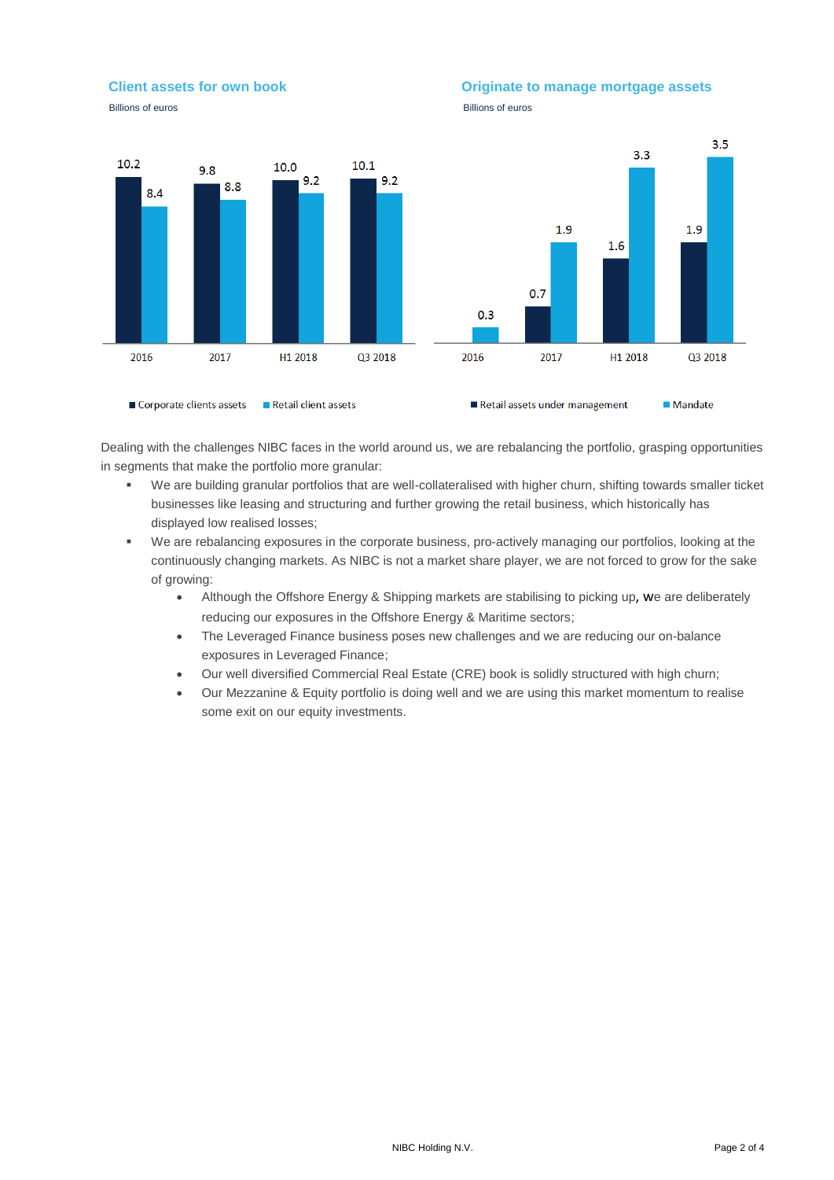### Client assets for own book

Billions of euros

| | 2016 | 2017 | H1 2018 | Q3 2018 |
|---|---|---|---|---|
| Corporate clients assets | 10.2 | 9.8 | 10.0 | 10.1 |
| Retail client assets | 8.4 | 8.8 | 9.2 | 9.2 |

### Originate to manage mortgage assets

Billions of euros

| | 2016 | 2017 | H1 2018 | Q3 2018 |
|---|---|---|---|---|
| Retail assets under management | | 0.7 | 1.6 | 1.9 |
| Mandate | 0.3 | 1.9 | 3.3 | 3.5 |

Dealing with the challenges NIBC faces in the world around us, we are rebalancing the portfolio, grasping opportunities in segments that make the portfolio more granular:

- We are building granular portfolios that are well-collateralised with higher churn, shifting towards smaller ticket businesses like leasing and structuring and further growing the retail business, which historically has displayed low realised losses;
- We are rebalancing exposures in the corporate business, pro-actively managing our portfolios, looking at the continuously changing markets. As NIBC is not a market share player, we are not forced to grow for the sake of growing:
  - Although the Offshore Energy & Shipping markets are stabilising to picking up, we are deliberately reducing our exposures in the Offshore Energy & Maritime sectors;
  - The Leveraged Finance business poses new challenges and we are reducing our on-balance exposures in Leveraged Finance;
  - Our well diversified Commercial Real Estate (CRE) book is solidly structured with high churn;
  - Our Mezzanine & Equity portfolio is doing well and we are using this market momentum to realise some exit on our equity investments.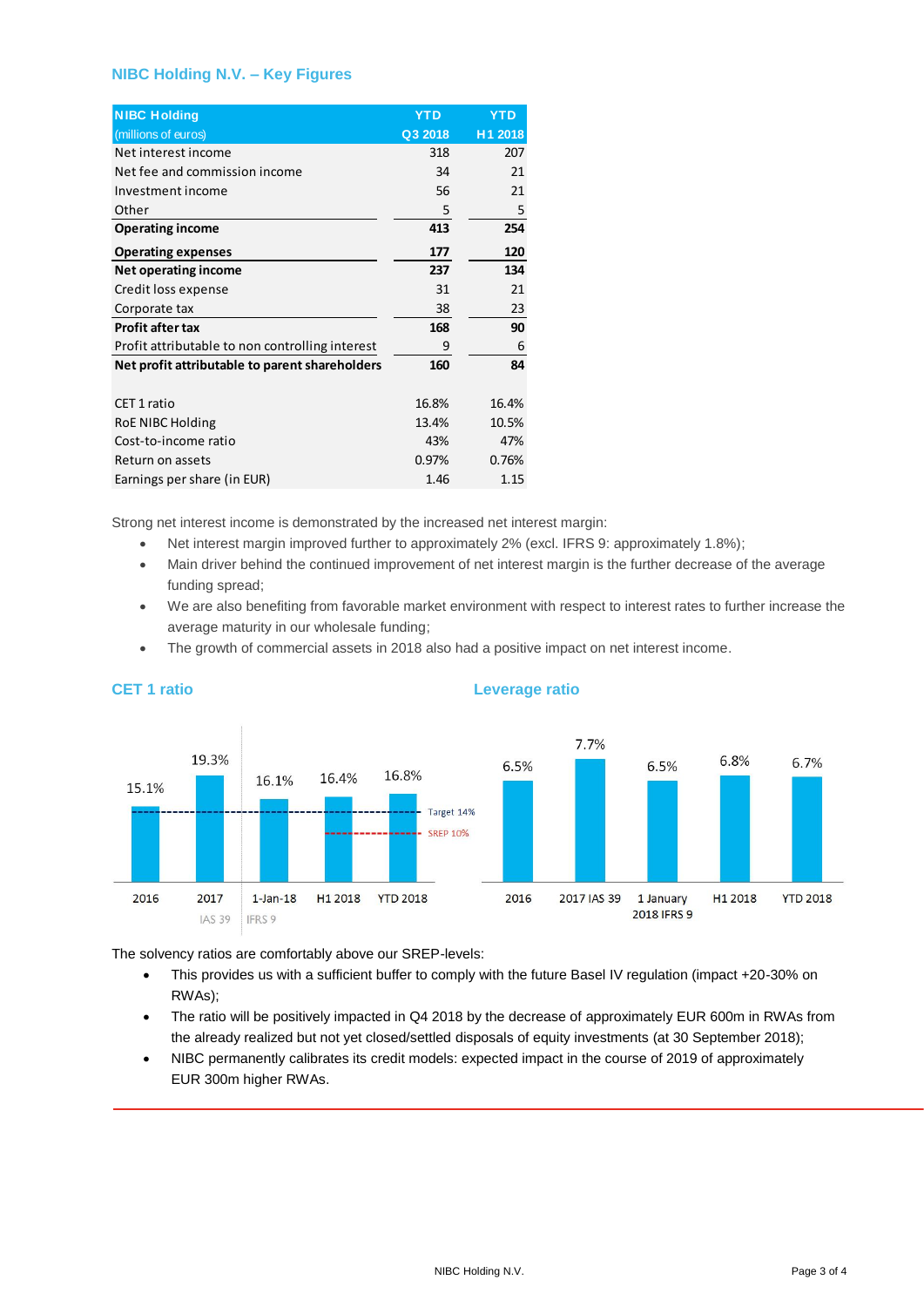## NIBC Holding N.V. – Key Figures

| NIBC Holding (millions of euros) | YTD Q3 2018 | YTD H1 2018 |
|---|---|---|
| Net interest income | 318 | 207 |
| Net fee and commission income | 34 | 21 |
| Investment income | 56 | 21 |
| Other | 5 | 5 |
| **Operating income** | **413** | **254** |
| **Operating expenses** | **177** | **120** |
| **Net operating income** | **237** | **134** |
| Credit loss expense | 31 | 21 |
| Corporate tax | 38 | 23 |
| **Profit after tax** | **168** | **90** |
| Profit attributable to non controlling interest | 9 | 6 |
| **Net profit attributable to parent shareholders** | **160** | **84** |
| | | |
| CET 1 ratio | 16.8% | 16.4% |
| RoE NIBC Holding | 13.4% | 10.5% |
| Cost-to-income ratio | 43% | 47% |
| Return on assets | 0.97% | 0.76% |
| Earnings per share (in EUR) | 1.46 | 1.15 |

Strong net interest income is demonstrated by the increased net interest margin:

- Net interest margin improved further to approximately 2% (excl. IFRS 9: approximately 1.8%);
- Main driver behind the continued improvement of net interest margin is the further decrease of the average funding spread;
- We are also benefiting from favorable market environment with respect to interest rates to further increase the average maturity in our wholesale funding;
- The growth of commercial assets in 2018 also had a positive impact on net interest income.

### CET 1 ratio

| | 2016 (IAS 39) | 2017 (IAS 39) | 1-Jan-18 (IFRS 9) | H1 2018 (IFRS 9) | YTD 2018 (IFRS 9) |
|---|---|---|---|---|---|
| CET 1 ratio | 15.1% | 19.3% | 16.1% | 16.4% | 16.8% |

Target 14%

SREP 10%

### Leverage ratio

| | 2016 | 2017 IAS 39 | 1 January 2018 IFRS 9 | H1 2018 | YTD 2018 |
|---|---|---|---|---|---|
| Leverage ratio | 6.5% | 7.7% | 6.5% | 6.8% | 6.7% |

The solvency ratios are comfortably above our SREP-levels:

- This provides us with a sufficient buffer to comply with the future Basel IV regulation (impact +20-30% on RWAs);
- The ratio will be positively impacted in Q4 2018 by the decrease of approximately EUR 600m in RWAs from the already realized but not yet closed/settled disposals of equity investments (at 30 September 2018);
- NIBC permanently calibrates its credit models: expected impact in the course of 2019 of approximately EUR 300m higher RWAs.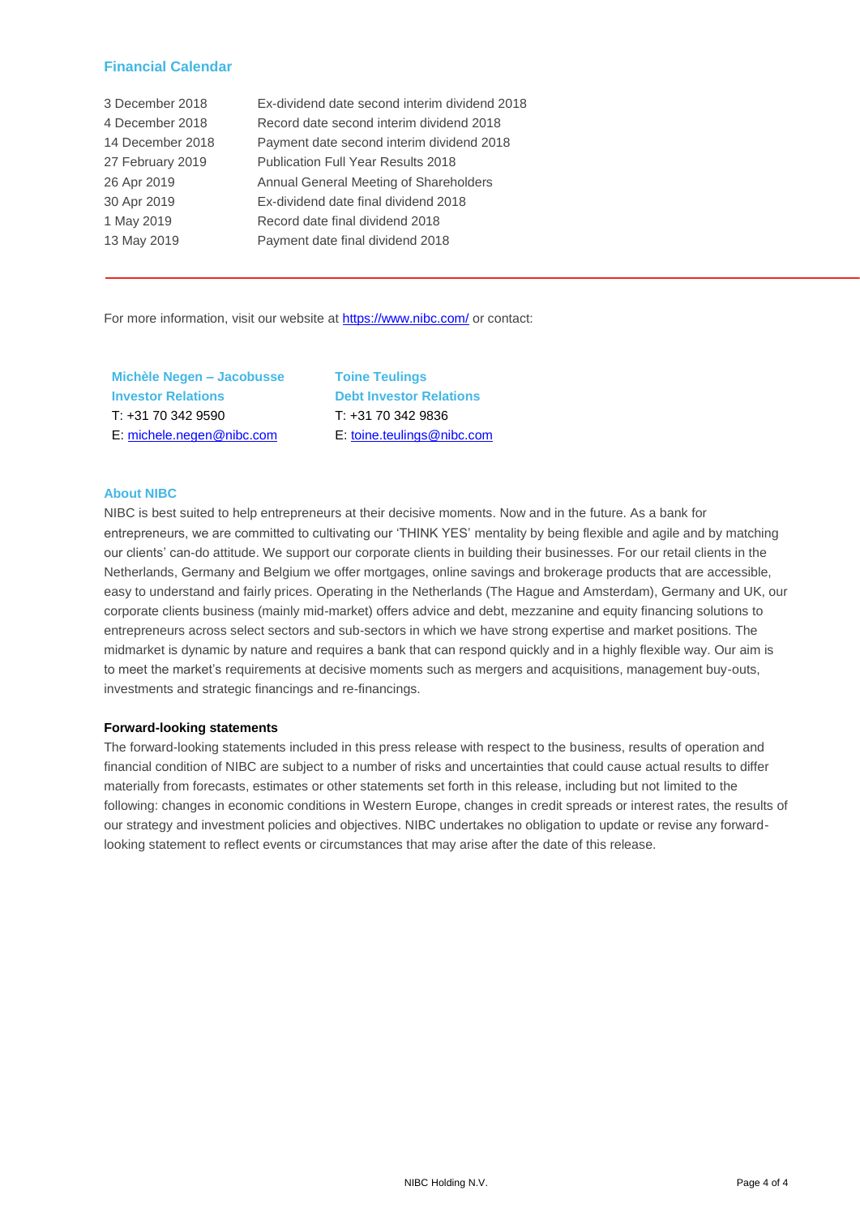## Financial Calendar

| | |
|---|---|
| 3 December 2018 | Ex-dividend date second interim dividend 2018 |
| 4 December 2018 | Record date second interim dividend 2018 |
| 14 December 2018 | Payment date second interim dividend 2018 |
| 27 February 2019 | Publication Full Year Results 2018 |
| 26 Apr 2019 | Annual General Meeting of Shareholders |
| 30 Apr 2019 | Ex-dividend date final dividend 2018 |
| 1 May 2019 | Record date final dividend 2018 |
| 13 May 2019 | Payment date final dividend 2018 |

---

For more information, visit our website at https://www.nibc.com/ or contact:

**Michèle Negen – Jacobusse**
**Investor Relations**
T: +31 70 342 9590
E: michele.negen@nibc.com

**Toine Teulings**
**Debt Investor Relations**
T: +31 70 342 9836
E: toine.teulings@nibc.com

### About NIBC

NIBC is best suited to help entrepreneurs at their decisive moments. Now and in the future. As a bank for entrepreneurs, we are committed to cultivating our 'THINK YES' mentality by being flexible and agile and by matching our clients' can-do attitude. We support our corporate clients in building their businesses. For our retail clients in the Netherlands, Germany and Belgium we offer mortgages, online savings and brokerage products that are accessible, easy to understand and fairly prices. Operating in the Netherlands (The Hague and Amsterdam), Germany and UK, our corporate clients business (mainly mid-market) offers advice and debt, mezzanine and equity financing solutions to entrepreneurs across select sectors and sub-sectors in which we have strong expertise and market positions. The midmarket is dynamic by nature and requires a bank that can respond quickly and in a highly flexible way. Our aim is to meet the market's requirements at decisive moments such as mergers and acquisitions, management buy-outs, investments and strategic financings and re-financings.

**Forward-looking statements**

The forward-looking statements included in this press release with respect to the business, results of operation and financial condition of NIBC are subject to a number of risks and uncertainties that could cause actual results to differ materially from forecasts, estimates or other statements set forth in this release, including but not limited to the following: changes in economic conditions in Western Europe, changes in credit spreads or interest rates, the results of our strategy and investment policies and objectives. NIBC undertakes no obligation to update or revise any forward-looking statement to reflect events or circumstances that may arise after the date of this release.